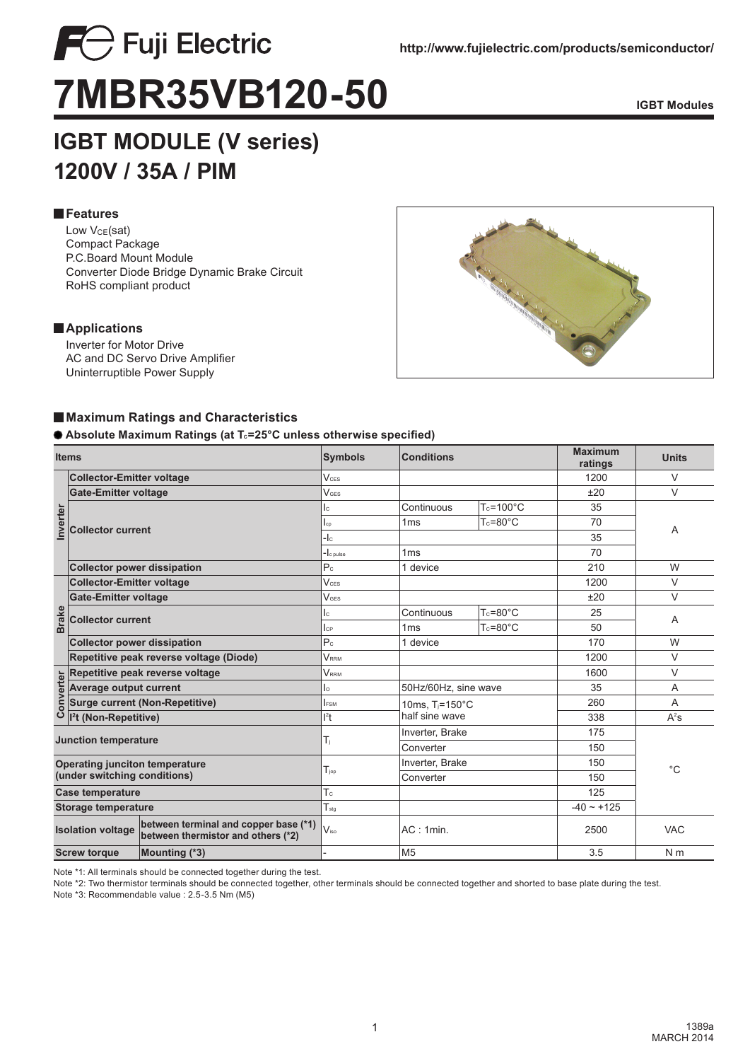Fuji Electric

http://www.fujielectric.com/products/semiconductor/

# 7MBR35VB120-50

IGBT Modules

## IGBT MODULE (V series)
## 1200V / 35A / PIM

### Features

- Low $V_{CE}$(sat)
- Compact Package
- P.C.Board Mount Module
- Converter Diode Bridge Dynamic Brake Circuit
- RoHS compliant product

### Applications

- Inverter for Motor Drive
- AC and DC Servo Drive Amplifier
- Uninterruptible Power Supply

### Maximum Ratings and Characteristics

**● Absolute Maximum Ratings (at $T_c$=25°C unless otherwise specified)**

| Items | | Symbols | Conditions | | Maximum ratings | Units |
|---|---|---|---|---|---|---|
| Inverter | Collector-Emitter voltage | $V_{CES}$ | | | 1200 | V |
| | Gate-Emitter voltage | $V_{GES}$ | | | ±20 | V |
| | Collector current | $I_C$ | Continuous | $T_c$=100°C | 35 | A |
| | | $I_{cp}$ | 1ms | $T_c$=80°C | 70 | |
| | | $-I_C$ | | | 35 | |
| | | $-I_{C\ pulse}$ | 1ms | | 70 | |
| | Collector power dissipation | $P_C$ | 1 device | | 210 | W |
| Brake | Collector-Emitter voltage | $V_{CES}$ | | | 1200 | V |
| | Gate-Emitter voltage | $V_{GES}$ | | | ±20 | V |
| | Collector current | $I_C$ | Continuous | $T_c$=80°C | 25 | A |
| | | $I_{CP}$ | 1ms | $T_c$=80°C | 50 | |
| | Collector power dissipation | $P_C$ | 1 device | | 170 | W |
| | Repetitive peak reverse voltage (Diode) | $V_{RRM}$ | | | 1200 | V |
| Converter | Repetitive peak reverse voltage | $V_{RRM}$ | | | 1600 | V |
| | Average output current | $I_O$ | 50Hz/60Hz, sine wave | | 35 | A |
| | Surge current (Non-Repetitive) | $I_{FSM}$ | 10ms, $T_j$=150°C half sine wave | | 260 | A |
| | $I^2t$ (Non-Repetitive) | $I^2t$ | | | 338 | $A^2s$ |
| Junction temperature | | $T_j$ | Inverter, Brake | | 175 | °C |
| | | | Converter | | 150 | |
| Operating junciton temperature (under switching conditions) | | $T_{jop}$ | Inverter, Brake | | 150 | |
| | | | Converter | | 150 | |
| Case temperature | | $T_C$ | | | 125 | |
| Storage temperature | | $T_{stg}$ | | | -40 ~ +125 | |
| Isolation voltage | between terminal and copper base (*1) between thermistor and others (*2) | $V_{iso}$ | AC : 1min. | | 2500 | VAC |
| Screw torque | Mounting (*3) | - | M5 | | 3.5 | N m |

Note *1: All terminals should be connected together during the test.
Note *2: Two thermistor terminals should be connected together, other terminals should be connected together and shorted to base plate during the test.
Note *3: Recommendable value : 2.5-3.5 Nm (M5)

1389a
MARCH 2014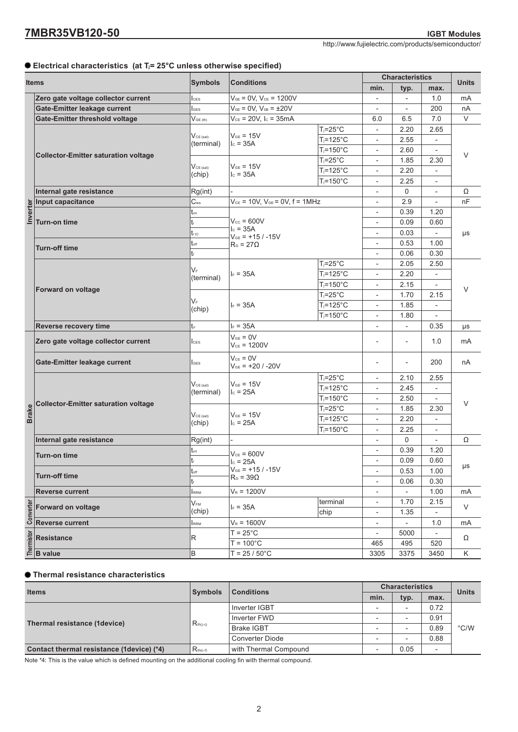● **Electrical characteristics (at $T_j$= 25°C unless otherwise specified)**

| | Items | Symbols | Conditions | | Characteristics min. | Characteristics typ. | Characteristics max. | Units |
|---|---|---|---|---|---|---|---|---|
| Inverter | Zero gate voltage collector current | $I_{CES}$ | $V_{GE}$ = 0V, $V_{CE}$ = 1200V | | - | - | 1.0 | mA |
| | Gate-Emitter leakage current | $I_{GES}$ | $V_{CE}$ = 0V, $V_{GE}$ = ±20V | | - | - | 200 | nA |
| | Gate-Emitter threshold voltage | $V_{GE(th)}$ | $V_{CE}$ = 20V, $I_C$ = 35mA | | 6.0 | 6.5 | 7.0 | V |
| | Collector-Emitter saturation voltage | $V_{CE(sat)}$ (terminal) | $V_{GE}$ = 15V, $I_C$ = 35A | $T_j$=25°C | - | 2.20 | 2.65 | V |
| | | | | $T_j$=125°C | - | 2.55 | - | |
| | | | | $T_j$=150°C | - | 2.60 | - | |
| | | $V_{CE(sat)}$ (chip) | $V_{GE}$ = 15V, $I_C$ = 35A | $T_j$=25°C | - | 1.85 | 2.30 | |
| | | | | $T_j$=125°C | - | 2.20 | - | |
| | | | | $T_j$=150°C | - | 2.25 | - | |
| | Internal gate resistance | Rg(int) | - | | - | 0 | - | Ω |
| | Input capacitance | $C_{ies}$ | $V_{CE}$ = 10V, $V_{GE}$ = 0V, f = 1MHz | | - | 2.9 | - | nF |
| | Turn-on time | $t_{on}$ | $V_{CC}$ = 600V, $I_C$ = 35A, $V_{GE}$ = +15 / -15V, $R_G$ = 27Ω | | - | 0.39 | 1.20 | µs |
| | | $t_r$ | | | - | 0.09 | 0.60 | |
| | | $t_{r(i)}$ | | | - | 0.03 | - | |
| | Turn-off time | $t_{off}$ | | | - | 0.53 | 1.00 | |
| | | $t_f$ | | | - | 0.06 | 0.30 | |
| | Forward on voltage | $V_F$ (terminal) | $I_F$ = 35A | $T_j$=25°C | - | 2.05 | 2.50 | V |
| | | | | $T_j$=125°C | - | 2.20 | - | |
| | | | | $T_j$=150°C | - | 2.15 | - | |
| | | $V_F$ (chip) | $I_F$ = 35A | $T_j$=25°C | - | 1.70 | 2.15 | |
| | | | | $T_j$=125°C | - | 1.85 | - | |
| | | | | $T_j$=150°C | - | 1.80 | - | |
| | Reverse recovery time | $t_{rr}$ | $I_F$ = 35A | | - | - | 0.35 | µs |
| Brake | Zero gate voltage collector current | $I_{CES}$ | $V_{GE}$ = 0V, $V_{CE}$ = 1200V | | - | - | 1.0 | mA |
| | Gate-Emitter leakage current | $I_{GES}$ | $V_{CE}$ = 0V, $V_{GE}$ = +20 / -20V | | - | - | 200 | nA |
| | Collector-Emitter saturation voltage | $V_{CE(sat)}$ (terminal) | $V_{GE}$ = 15V, $I_C$ = 25A | $T_j$=25°C | - | 2.10 | 2.55 | V |
| | | | | $T_j$=125°C | - | 2.45 | - | |
| | | | | $T_j$=150°C | - | 2.50 | - | |
| | | $V_{CE(sat)}$ (chip) | $V_{GE}$ = 15V, $I_C$ = 25A | $T_j$=25°C | - | 1.85 | 2.30 | |
| | | | | $T_j$=125°C | - | 2.20 | - | |
| | | | | $T_j$=150°C | - | 2.25 | - | |
| | Internal gate resistance | Rg(int) | - | | - | 0 | - | Ω |
| | Turn-on time | $t_{on}$ | $V_{CE}$ = 600V, $I_C$ = 25A, $V_{GE}$ = +15 / -15V, $R_G$ = 39Ω | | - | 0.39 | 1.20 | µs |
| | | $t_r$ | | | - | 0.09 | 0.60 | |
| | Turn-off time | $t_{off}$ | | | - | 0.53 | 1.00 | |
| | | $t_f$ | | | - | 0.06 | 0.30 | |
| | Reverse current | $I_{RRM}$ | $V_R$ = 1200V | | - | - | 1.00 | mA |
| Converter | Forward on voltage | $V_{FM}$ (chip) | $I_F$ = 35A | terminal | - | 1.70 | 2.15 | V |
| | | | | chip | - | 1.35 | - | |
| | Reverse current | $I_{RRM}$ | $V_R$ = 1600V | | - | - | 1.0 | mA |
| Thermistor | Resistance | R | T = 25°C | | - | 5000 | - | Ω |
| | | | T = 100°C | | 465 | 495 | 520 | |
| | B value | B | T = 25 / 50°C | | 3305 | 3375 | 3450 | K |

● **Thermal resistance characteristics**

| Items | Symbols | Conditions | Characteristics min. | Characteristics typ. | Characteristics max. | Units |
|---|---|---|---|---|---|---|
| Thermal resistance (1device) | $R_{th(j-c)}$ | Inverter IGBT | - | - | 0.72 | °C/W |
| | | Inverter FWD | - | - | 0.91 | |
| | | Brake IGBT | - | - | 0.89 | |
| | | Converter Diode | - | - | 0.88 | |
| Contact thermal resistance (1device) (*4) | $R_{th(c-f)}$ | with Thermal Compound | - | 0.05 | - | |

Note *4: This is the value which is defined mounting on the additional cooling fin with thermal compound.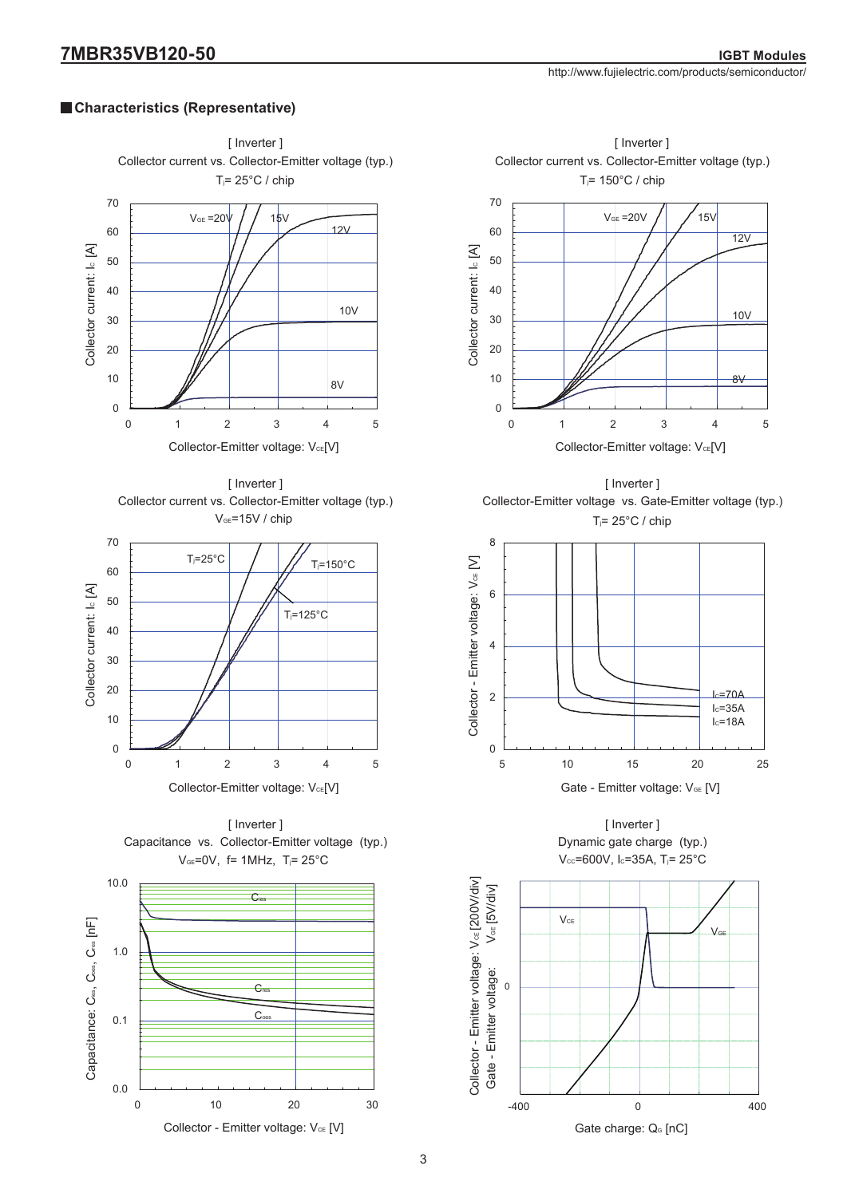## Characteristics (Representative)

[ Inverter ]
Collector current vs. Collector-Emitter voltage (typ.)
$T_j$= 25°C / chip

[ Inverter ]
Collector current vs. Collector-Emitter voltage (typ.)
$T_j$= 150°C / chip

[ Inverter ]
Collector current vs. Collector-Emitter voltage (typ.)
$V_{GE}$=15V / chip

[ Inverter ]
Collector-Emitter voltage vs. Gate-Emitter voltage (typ.)
$T_j$= 25°C / chip

[ Inverter ]
Capacitance vs. Collector-Emitter voltage (typ.)
$V_{GE}$=0V, f= 1MHz, $T_j$= 25°C

[ Inverter ]
Dynamic gate charge (typ.)
$V_{CC}$=600V, $I_C$=35A, $T_j$= 25°C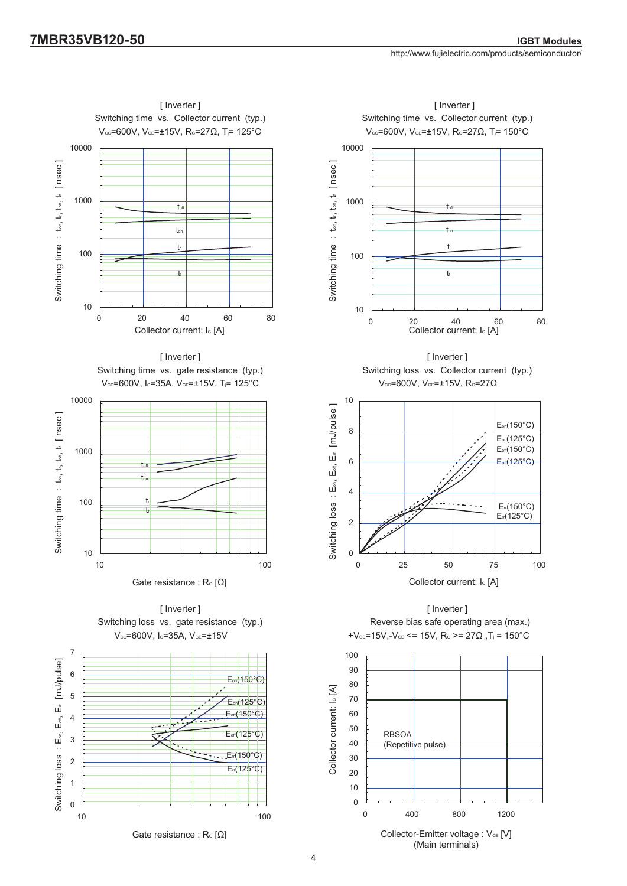## [ Inverter ]
Switching time vs. Collector current (typ.)
$V_{CC}$=600V, $V_{GE}$=±15V, $R_G$=27Ω, $T_j$= 125°C

Switching time : $t_{on}$, $t_r$, $t_{off}$, $t_f$ [ nsec ]

Collector current: $I_C$ [A]

## [ Inverter ]
Switching time vs. Collector current (typ.)
$V_{CC}$=600V, $V_{GE}$=±15V, $R_G$=27Ω, $T_j$= 150°C

Switching time : $t_{on}$, $t_r$, $t_{off}$, $t_f$ [ nsec ]

Collector current: $I_C$ [A]

## [ Inverter ]
Switching time vs. gate resistance (typ.)
$V_{CC}$=600V, $I_C$=35A, $V_{GE}$=±15V, $T_j$= 125°C

Switching time : $t_{on}$, $t_r$, $t_{off}$, $t_f$ [ nsec ]

Gate resistance : $R_G$ [Ω]

## [ Inverter ]
Switching loss vs. Collector current (typ.)
$V_{CC}$=600V, $V_{GE}$=±15V, $R_G$=27Ω

Switching loss : $E_{on}$, $E_{off}$, $E_{rr}$ [mJ/pulse ]

Collector current: $I_C$ [A]

## [ Inverter ]
Switching loss vs. gate resistance (typ.)
$V_{CC}$=600V, $I_C$=35A, $V_{GE}$=±15V

Switching loss : $E_{on}$, $E_{off}$, $E_{rr}$ [mJ/pulse]

Gate resistance : $R_G$ [Ω]

## [ Inverter ]
Reverse bias safe operating area (max.)
+$V_{GE}$=15V,-$V_{GE}$ <= 15V, $R_G$ >= 27Ω ,$T_j$ = 150°C

Collector current: $I_C$ [A]

RBSOA (Repetitive pulse)

Collector-Emitter voltage : $V_{CE}$ [V] (Main terminals)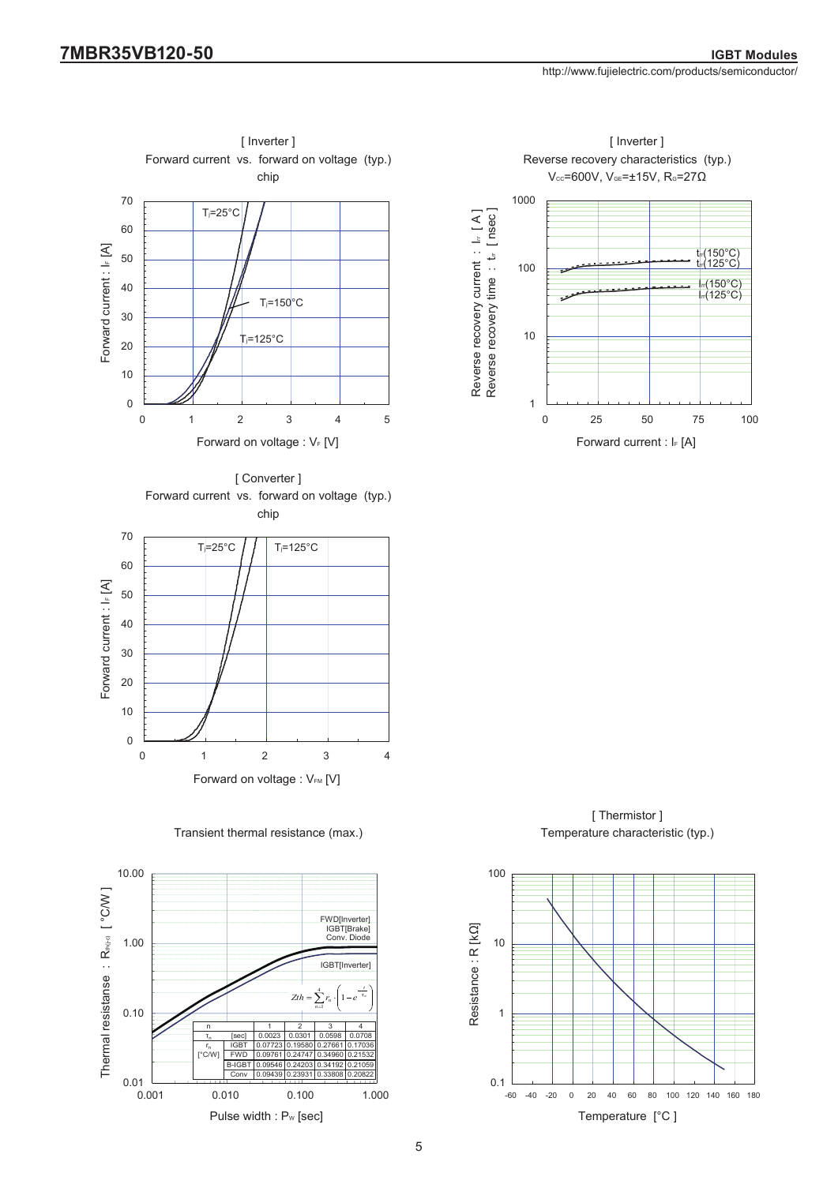## [ Inverter ]
Forward current vs. forward on voltage (typ.)
chip

Forward current : $I_F$ [A]

Forward on voltage : $V_F$ [V]

$T_j$=25°C, $T_j$=150°C, $T_j$=125°C

## [ Inverter ]
Reverse recovery characteristics (typ.)
$V_{CC}$=600V, $V_{GE}$=±15V, $R_G$=27Ω

Reverse recovery current : $I_{rr}$ [ A ]
Reverse recovery time : $t_{rr}$ [ nsec ]

Forward current : $I_F$ [A]

$t_{rr}$(150°C), $t_{rr}$(125°C), $I_{rr}$(150°C), $I_{rr}$(125°C)

## [ Converter ]
Forward current vs. forward on voltage (typ.)
chip

Forward current : $I_F$ [A]

Forward on voltage : $V_{FM}$ [V]

$T_j$=25°C, $T_j$=125°C

## Transient thermal resistance (max.)

Thermal resistanse : $R_{th(j-c)}$ [ °C/W ]

Pulse width : $P_W$ [sec]

FWD[Inverter], IGBT[Brake], Conv. Diode, IGBT[Inverter]

$$Zth = \sum_{n=1}^{4} r_n \cdot \left(1 - e^{-\frac{t}{\tau_n}}\right)$$

| n | | 1 | 2 | 3 | 4 |
|---|---|---|---|---|---|
| $\tau_n$ | [sec] | 0.0023 | 0.0301 | 0.0598 | 0.0708 |
| $r_n$ [°C/W] | IGBT | 0.07723 | 0.19580 | 0.27661 | 0.17036 |
| | FWD | 0.09761 | 0.24747 | 0.34960 | 0.21532 |
| | B-IGBT | 0.09546 | 0.24203 | 0.34192 | 0.21059 |
| | Conv | 0.09439 | 0.23931 | 0.33808 | 0.20822 |

## [ Thermistor ]
Temperature characteristic (typ.)

Resistance : R [kΩ]

Temperature [°C ]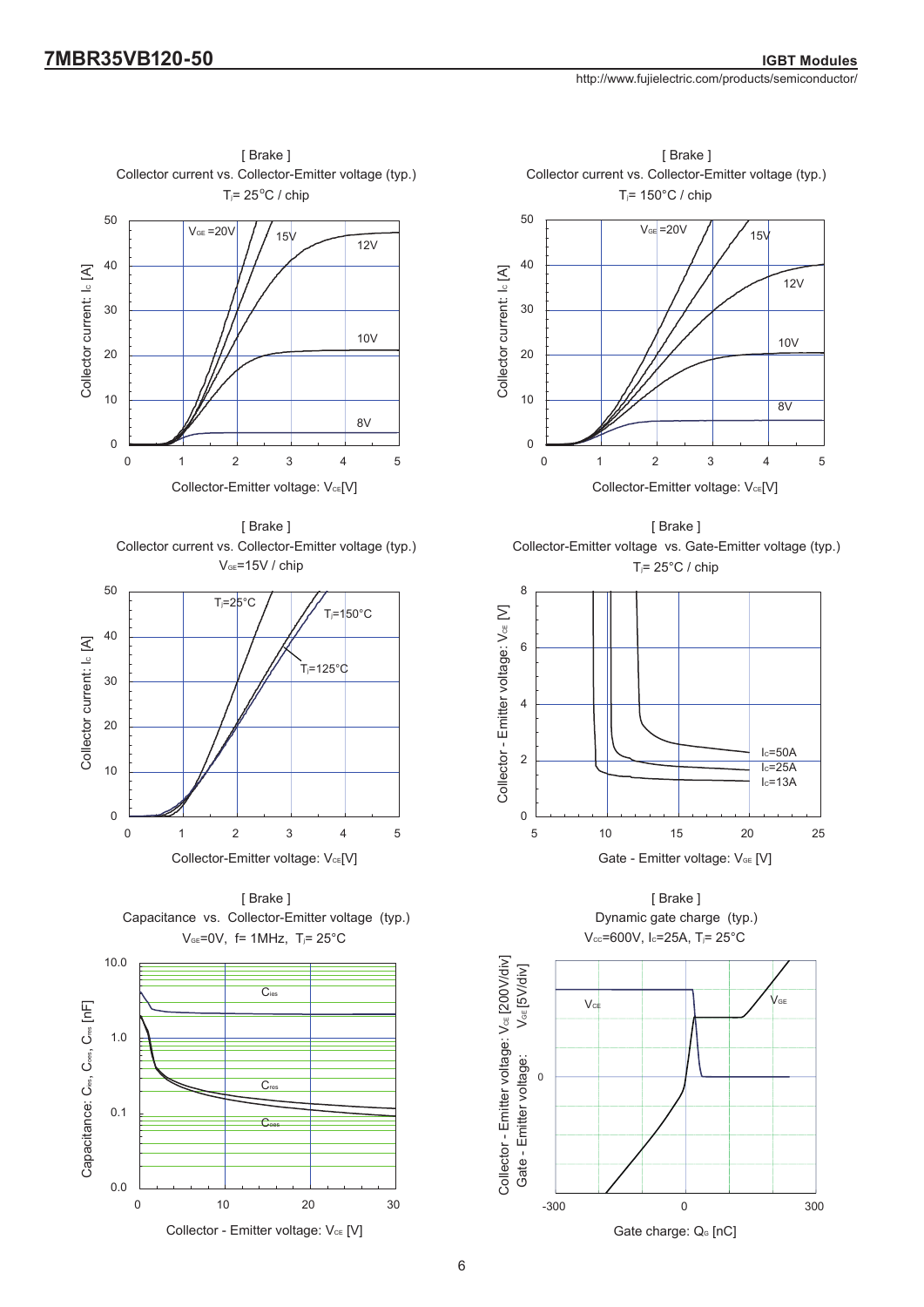[ Brake ]
Collector current vs. Collector-Emitter voltage (typ.)
$T_j$= 25°C / chip

Collector current: $I_C$ [A]

Collector-Emitter voltage: $V_{CE}$[V]

[ Brake ]
Collector current vs. Collector-Emitter voltage (typ.)
$T_j$= 150°C / chip

Collector current: $I_C$ [A]

Collector-Emitter voltage: $V_{CE}$[V]

[ Brake ]
Collector current vs. Collector-Emitter voltage (typ.)
$V_{GE}$=15V / chip

Collector current: $I_C$ [A]

Collector-Emitter voltage: $V_{CE}$[V]

[ Brake ]
Collector-Emitter voltage vs. Gate-Emitter voltage (typ.)
$T_j$= 25°C / chip

Collector - Emitter voltage: $V_{CE}$ [V]

Gate - Emitter voltage: $V_{GE}$ [V]

[ Brake ]
Capacitance vs. Collector-Emitter voltage (typ.)
$V_{GE}$=0V, f= 1MHz, $T_j$= 25°C

Capacitance: $C_{ies}$, $C_{oes}$, $C_{res}$ [nF]

Collector - Emitter voltage: $V_{CE}$ [V]

[ Brake ]
Dynamic gate charge (typ.)
$V_{CC}$=600V, $I_C$=25A, $T_j$= 25°C

Collector - Emitter voltage: $V_{CE}$ [200V/div]
Gate - Emitter voltage: $V_{GE}$ [5V/div]

Gate charge: $Q_G$ [nC]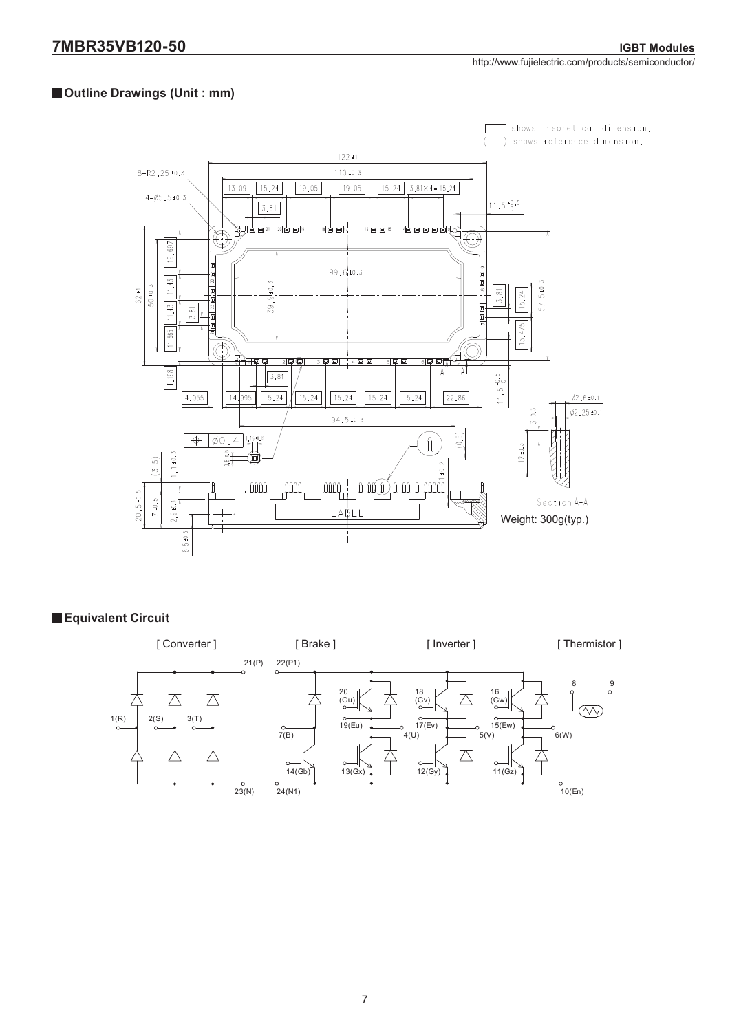## Outline Drawings (Unit : mm)

Weight: 300g(typ.)

## Equivalent Circuit

[ Converter ] [ Brake ] [ Inverter ] [ Thermistor ]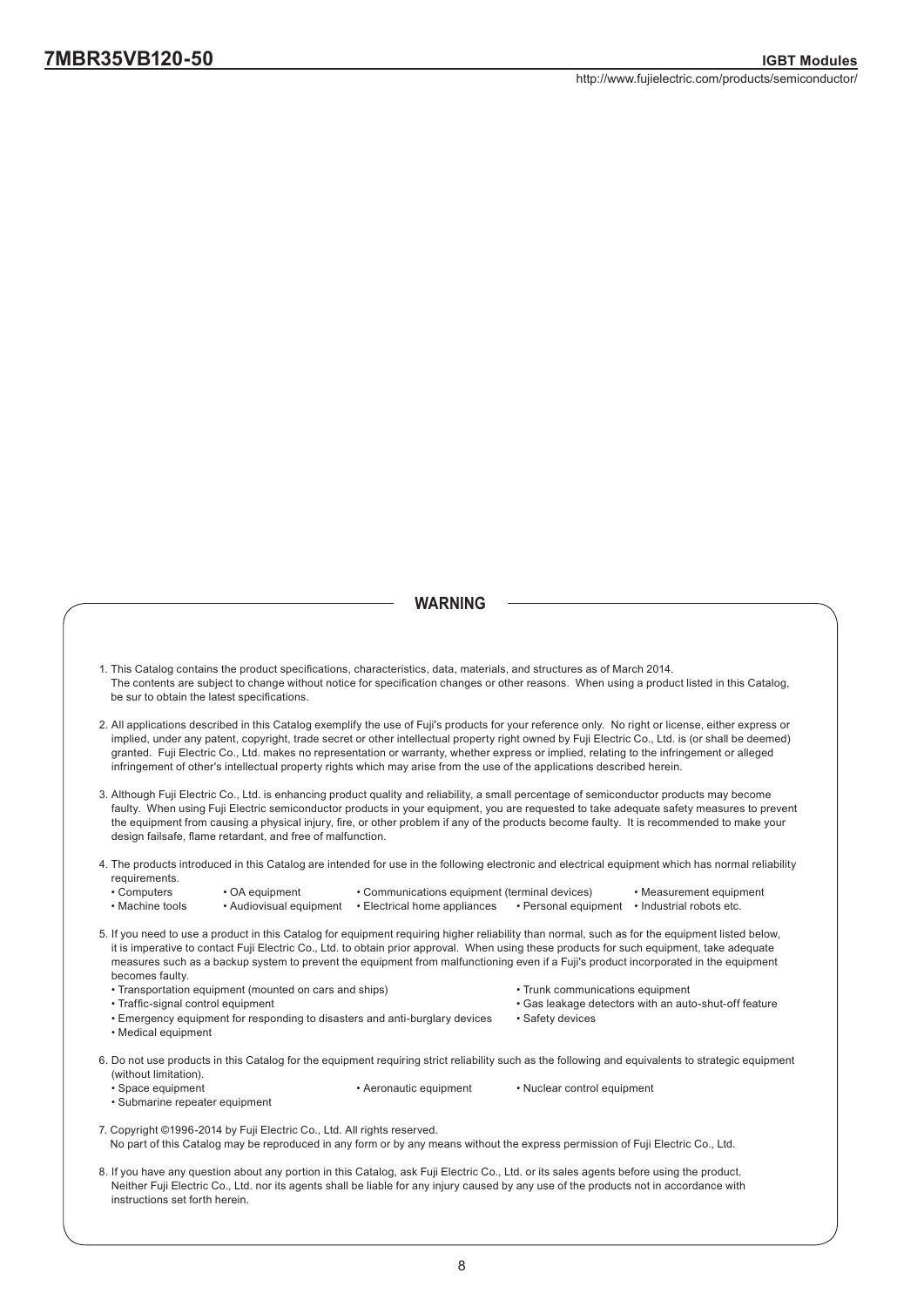## WARNING

1. This Catalog contains the product specifications, characteristics, data, materials, and structures as of March 2014. The contents are subject to change without notice for specification changes or other reasons. When using a product listed in this Catalog, be sur to obtain the latest specifications.

2. All applications described in this Catalog exemplify the use of Fuji's products for your reference only. No right or license, either express or implied, under any patent, copyright, trade secret or other intellectual property right owned by Fuji Electric Co., Ltd. is (or shall be deemed) granted. Fuji Electric Co., Ltd. makes no representation or warranty, whether express or implied, relating to the infringement or alleged infringement of other's intellectual property rights which may arise from the use of the applications described herein.

3. Although Fuji Electric Co., Ltd. is enhancing product quality and reliability, a small percentage of semiconductor products may become faulty. When using Fuji Electric semiconductor products in your equipment, you are requested to take adequate safety measures to prevent the equipment from causing a physical injury, fire, or other problem if any of the products become faulty. It is recommended to make your design failsafe, flame retardant, and free of malfunction.

4. The products introduced in this Catalog are intended for use in the following electronic and electrical equipment which has normal reliability requirements.
   - Computers
   - OA equipment
   - Communications equipment (terminal devices)
   - Measurement equipment
   - Machine tools
   - Audiovisual equipment
   - Electrical home appliances
   - Personal equipment
   - Industrial robots etc.

5. If you need to use a product in this Catalog for equipment requiring higher reliability than normal, such as for the equipment listed below, it is imperative to contact Fuji Electric Co., Ltd. to obtain prior approval. When using these products for such equipment, take adequate measures such as a backup system to prevent the equipment from malfunctioning even if a Fuji's product incorporated in the equipment becomes faulty.
   - Transportation equipment (mounted on cars and ships)
   - Trunk communications equipment
   - Traffic-signal control equipment
   - Gas leakage detectors with an auto-shut-off feature
   - Emergency equipment for responding to disasters and anti-burglary devices
   - Safety devices
   - Medical equipment

6. Do not use products in this Catalog for the equipment requiring strict reliability such as the following and equivalents to strategic equipment (without limitation).
   - Space equipment
   - Aeronautic equipment
   - Nuclear control equipment
   - Submarine repeater equipment

7. Copyright ©1996-2014 by Fuji Electric Co., Ltd. All rights reserved.
   No part of this Catalog may be reproduced in any form or by any means without the express permission of Fuji Electric Co., Ltd.

8. If you have any question about any portion in this Catalog, ask Fuji Electric Co., Ltd. or its sales agents before using the product. Neither Fuji Electric Co., Ltd. nor its agents shall be liable for any injury caused by any use of the products not in accordance with instructions set forth herein.